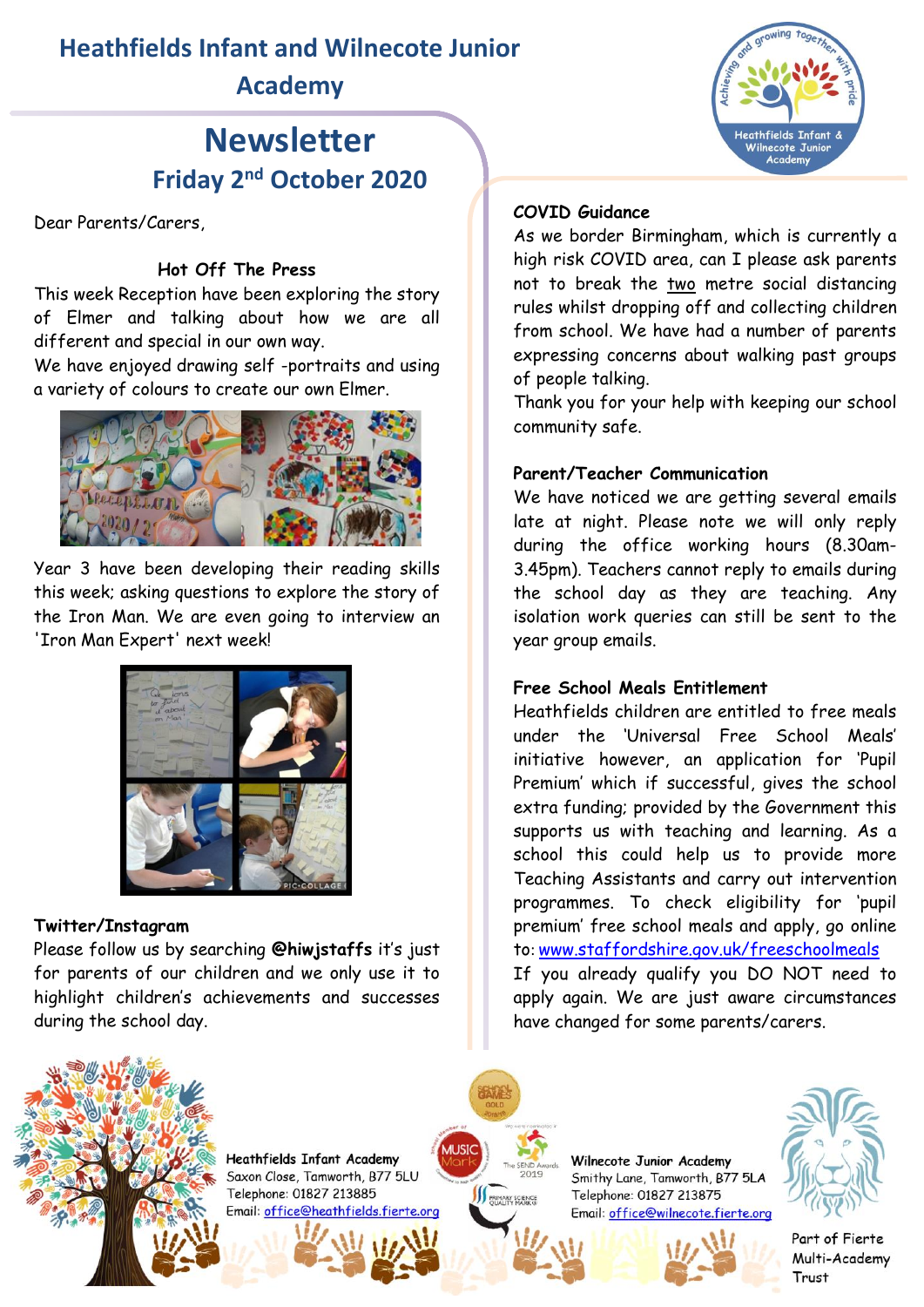# Heathfields Infant and Wilnecote Junior Academy

## Newsletter

### Friday 2nd October 2020

Dear Parents/Carers,

**Hot Off The Press**

This week Reception have been exploring the story of Elmer and talking about how we are all different and special in our own way.
We have enjoyed drawing self -portraits and using a variety of colours to create our own Elmer.

Year 3 have been developing their reading skills this week; asking questions to explore the story of the Iron Man. We are even going to interview an 'Iron Man Expert' next week!

**Twitter/Instagram**

Please follow us by searching **@hiwjstaffs** it's just for parents of our children and we only use it to highlight children's achievements and successes during the school day.

**COVID Guidance**

As we border Birmingham, which is currently a high risk COVID area, can I please ask parents not to break the two metre social distancing rules whilst dropping off and collecting children from school. We have had a number of parents expressing concerns about walking past groups of people talking.
Thank you for your help with keeping our school community safe.

**Parent/Teacher Communication**

We have noticed we are getting several emails late at night. Please note we will only reply during the office working hours (8.30am-3.45pm). Teachers cannot reply to emails during the school day as they are teaching. Any isolation work queries can still be sent to the year group emails.

**Free School Meals Entitlement**

Heathfields children are entitled to free meals under the 'Universal Free School Meals' initiative however, an application for 'Pupil Premium' which if successful, gives the school extra funding; provided by the Government this supports us with teaching and learning. As a school this could help us to provide more Teaching Assistants and carry out intervention programmes. To check eligibility for 'pupil premium' free school meals and apply, go online to: www.staffordshire.gov.uk/freeschoolmeals
If you already qualify you DO NOT need to apply again. We are just aware circumstances have changed for some parents/carers.

**Heathfields Infant Academy**
Saxon Close, Tamworth, B77 5LU
Telephone: 01827 213885
Email: office@heathfields.fierte.org

**Wilnecote Junior Academy**
Smithy Lane, Tamworth, B77 5LA
Telephone: 01827 213875
Email: office@wilnecote.fierte.org

Part of Fierte Multi-Academy Trust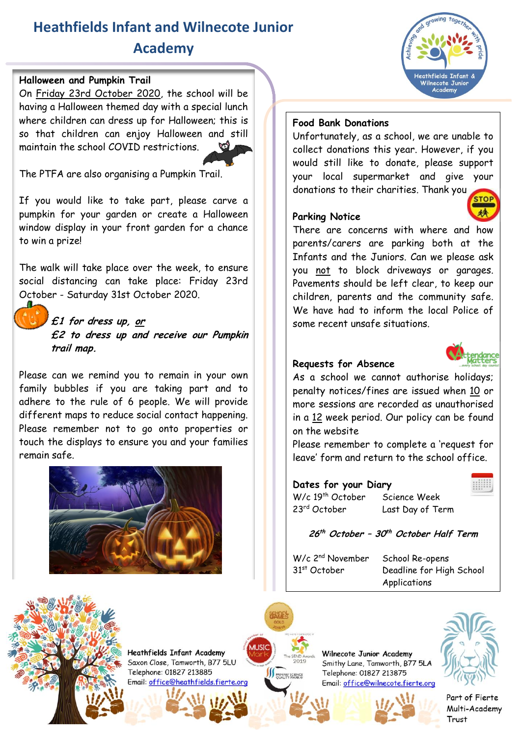# Heathfields Infant and Wilnecote Junior Academy

## Halloween and Pumpkin Trail

On Friday 23rd October 2020, the school will be having a Halloween themed day with a special lunch where children can dress up for Halloween; this is so that children can enjoy Halloween and still maintain the school COVID restrictions.

The PTFA are also organising a Pumpkin Trail.

If you would like to take part, please carve a pumpkin for your garden or create a Halloween window display in your front garden for a chance to win a prize!

The walk will take place over the week, to ensure social distancing can take place: Friday 23rd October - Saturday 31st October 2020.

*£1 for dress up, or*

*£2 to dress up and receive our Pumpkin trail map.*

Please can we remind you to remain in your own family bubbles if you are taking part and to adhere to the rule of 6 people. We will provide different maps to reduce social contact happening. Please remember not to go onto properties or touch the displays to ensure you and your families remain safe.

## Food Bank Donations

Unfortunately, as a school, we are unable to collect donations this year. However, if you would still like to donate, please support your local supermarket and give your donations to their charities. Thank you

## Parking Notice

There are concerns with where and how parents/carers are parking both at the Infants and the Juniors. Can we please ask you not to block driveways or garages. Pavements should be left clear, to keep our children, parents and the community safe. We have had to inform the local Police of some recent unsafe situations.

## Requests for Absence

As a school we cannot authorise holidays; penalty notices/fines are issued when 10 or more sessions are recorded as unauthorised in a 12 week period. Our policy can be found on the website

Please remember to complete a 'request for leave' form and return to the school office.

## Dates for your Diary

| | |
|---|---|
| W/c 19th October | Science Week |
| 23rd October | Last Day of Term |

*26th October – 30th October Half Term*

| | |
|---|---|
| W/c 2nd November | School Re-opens |
| 31st October | Deadline for High School Applications |

**Heathfields Infant Academy**
Saxon Close, Tamworth, B77 5LU
Telephone: 01827 213885
Email: office@heathfields.fierte.org

**Wilnecote Junior Academy**
Smithy Lane, Tamworth, B77 5LA
Telephone: 01827 213875
Email: office@wilnecote.fierte.org

Part of Fierte Multi-Academy Trust